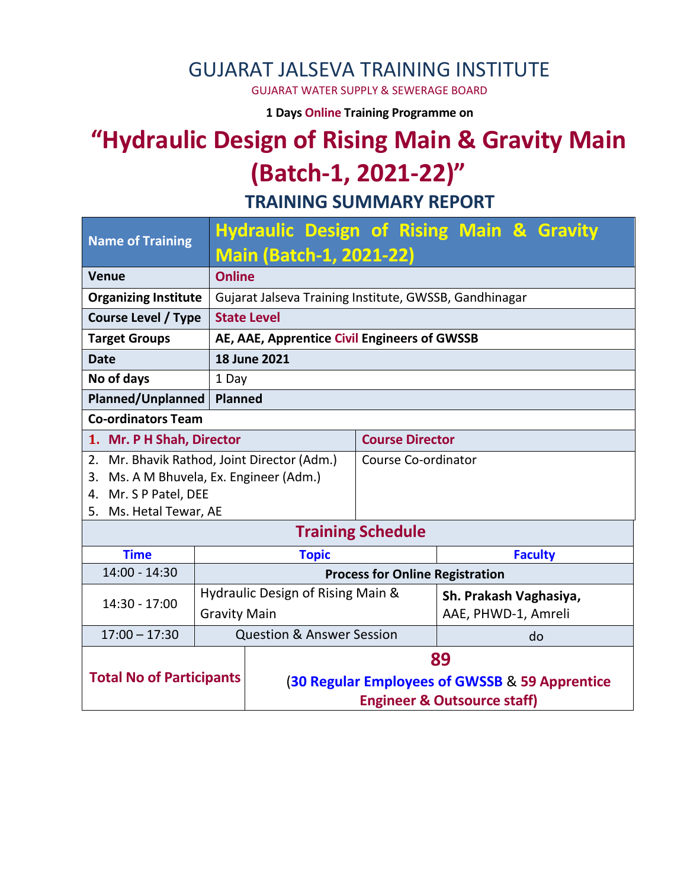# GUJARAT JALSEVA TRAINING INSTITUTE

GUJARAT WATER SUPPLY & SEWERAGE BOARD

**1 Days Online Training Programme on**

# "Hydraulic Design of Rising Main & Gravity Main (Batch-1, 2021-22)"

## TRAINING SUMMARY REPORT

| Name of Training | Hydraulic Design of Rising Main & Gravity Main (Batch-1, 2021-22) |
|---|---|
| **Venue** | **Online** |
| **Organizing Institute** | Gujarat Jalseva Training Institute, GWSSB, Gandhinagar |
| **Course Level / Type** | **State Level** |
| **Target Groups** | **AE, AAE, Apprentice Civil Engineers of GWSSB** |
| **Date** | **18 June 2021** |
| **No of days** | 1 Day |
| **Planned/Unplanned** | **Planned** |

**Co-ordinators Team**

| Name | Role |
|---|---|
| **1. Mr. P H Shah, Director** | **Course Director** |
| 2. Mr. Bhavik Rathod, Joint Director (Adm.)<br>3. Ms. A M Bhuvela, Ex. Engineer (Adm.)<br>4. Mr. S P Patel, DEE<br>5. Ms. Hetal Tewar, AE | Course Co-ordinator |

**Training Schedule**

| Time | Topic | Faculty |
|---|---|---|
| 14:00 - 14:30 | **Process for Online Registration** | |
| 14:30 - 17:00 | Hydraulic Design of Rising Main & Gravity Main | **Sh. Prakash Vaghasiya,** AAE, PHWD-1, Amreli |
| 17:00 – 17:30 | Question & Answer Session | do |

| **Total No of Participants** | **89** (**30 Regular Employees of GWSSB** & **59 Apprentice Engineer & Outsource staff)** |
|---|---|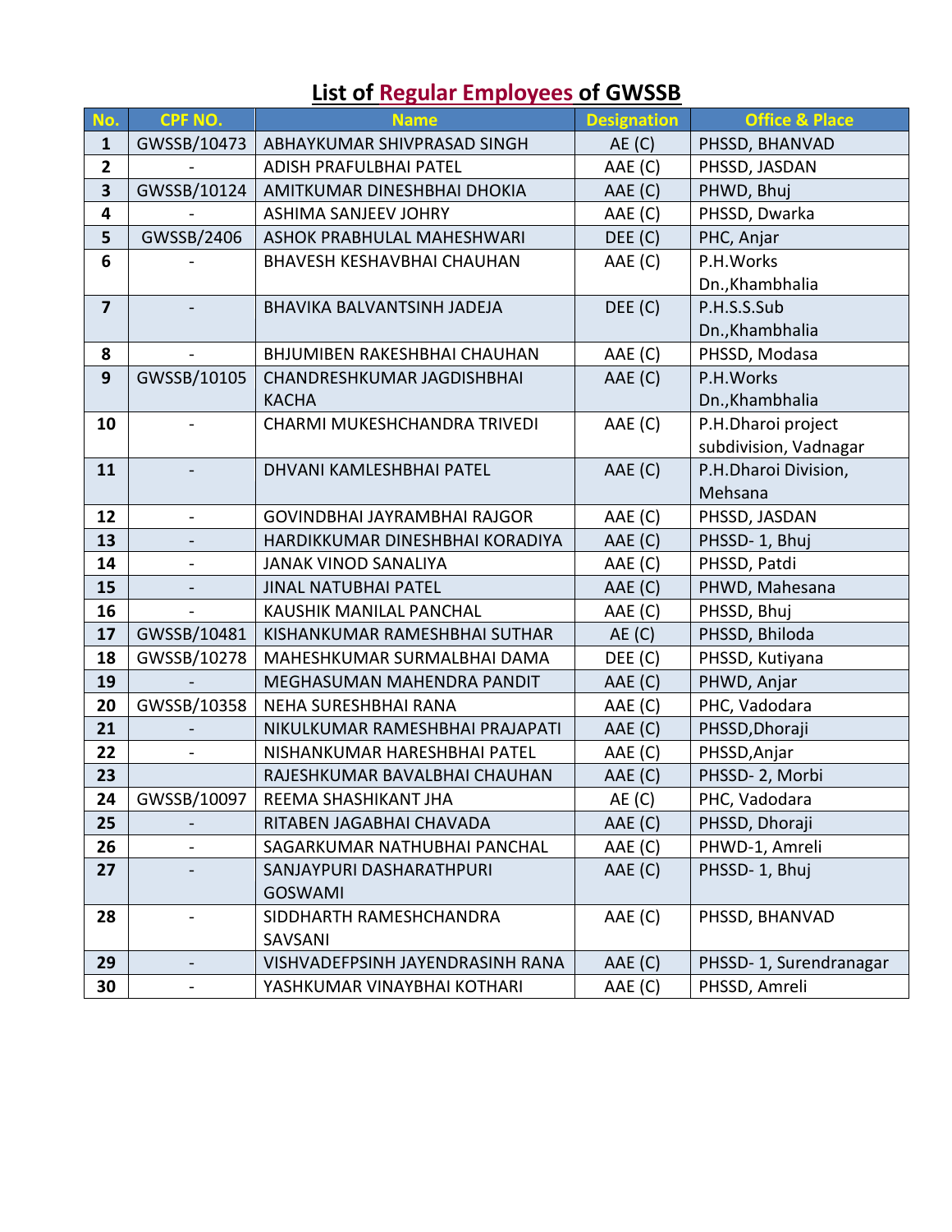# List of Regular Employees of GWSSB

| No. | CPF NO. | Name | Designation | Office & Place |
|---|---|---|---|---|
| 1 | GWSSB/10473 | ABHAYKUMAR SHIVPRASAD SINGH | AE (C) | PHSSD, BHANVAD |
| 2 | - | ADISH PRAFULBHAI PATEL | AAE (C) | PHSSD, JASDAN |
| 3 | GWSSB/10124 | AMITKUMAR DINESHBHAI DHOKIA | AAE (C) | PHWD, Bhuj |
| 4 | - | ASHIMA SANJEEV JOHRY | AAE (C) | PHSSD, Dwarka |
| 5 | GWSSB/2406 | ASHOK PRABHULAL MAHESHWARI | DEE (C) | PHC, Anjar |
| 6 | - | BHAVESH KESHAVBHAI CHAUHAN | AAE (C) | P.H.Works Dn.,Khambhalia |
| 7 | - | BHAVIKA BALVANTSINH JADEJA | DEE (C) | P.H.S.S.Sub Dn.,Khambhalia |
| 8 | - | BHJUMIBEN RAKESHBHAI CHAUHAN | AAE (C) | PHSSD, Modasa |
| 9 | GWSSB/10105 | CHANDRESHKUMAR JAGDISHBHAI KACHA | AAE (C) | P.H.Works Dn.,Khambhalia |
| 10 | - | CHARMI MUKESHCHANDRA TRIVEDI | AAE (C) | P.H.Dharoi project subdivision, Vadnagar |
| 11 | - | DHVANI KAMLESHBHAI PATEL | AAE (C) | P.H.Dharoi Division, Mehsana |
| 12 | - | GOVINDBHAI JAYRAMBHAI RAJGOR | AAE (C) | PHSSD, JASDAN |
| 13 | - | HARDIKKUMAR DINESHBHAI KORADIYA | AAE (C) | PHSSD- 1, Bhuj |
| 14 | - | JANAK VINOD SANALIYA | AAE (C) | PHSSD, Patdi |
| 15 | - | JINAL NATUBHAI PATEL | AAE (C) | PHWD, Mahesana |
| 16 | - | KAUSHIK MANILAL PANCHAL | AAE (C) | PHSSD, Bhuj |
| 17 | GWSSB/10481 | KISHANKUMAR RAMESHBHAI SUTHAR | AE (C) | PHSSD, Bhiloda |
| 18 | GWSSB/10278 | MAHESHKUMAR SURMALBHAI DAMA | DEE (C) | PHSSD, Kutiyana |
| 19 | - | MEGHASUMAN MAHENDRA PANDIT | AAE (C) | PHWD, Anjar |
| 20 | GWSSB/10358 | NEHA SURESHBHAI RANA | AAE (C) | PHC, Vadodara |
| 21 | - | NIKULKUMAR RAMESHBHAI PRAJAPATI | AAE (C) | PHSSD,Dhoraji |
| 22 | - | NISHANKUMAR HARESHBHAI PATEL | AAE (C) | PHSSD,Anjar |
| 23 | | RAJESHKUMAR BAVALBHAI CHAUHAN | AAE (C) | PHSSD- 2, Morbi |
| 24 | GWSSB/10097 | REEMA SHASHIKANT JHA | AE (C) | PHC, Vadodara |
| 25 | - | RITABEN JAGABHAI CHAVADA | AAE (C) | PHSSD, Dhoraji |
| 26 | - | SAGARKUMAR NATHUBHAI PANCHAL | AAE (C) | PHWD-1, Amreli |
| 27 | - | SANJAYPURI DASHARATHPURI GOSWAMI | AAE (C) | PHSSD- 1, Bhuj |
| 28 | - | SIDDHARTH RAMESHCHANDRA SAVSANI | AAE (C) | PHSSD, BHANVAD |
| 29 | - | VISHVADEFPSINH JAYENDRASINH RANA | AAE (C) | PHSSD- 1, Surendranagar |
| 30 | - | YASHKUMAR VINAYBHAI KOTHARI | AAE (C) | PHSSD, Amreli |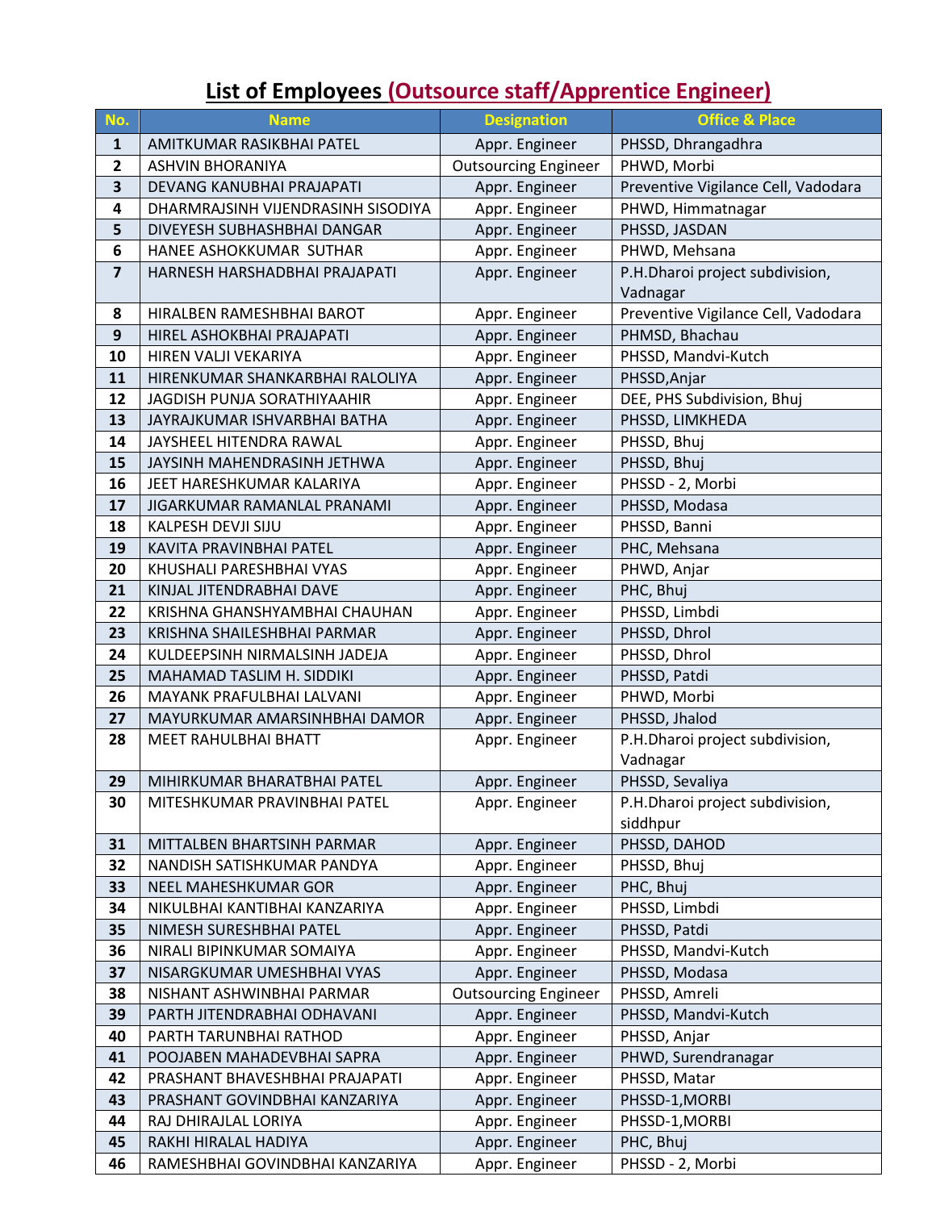# List of Employees (Outsource staff/Apprentice Engineer)

| No. | Name | Designation | Office & Place |
|---|---|---|---|
| 1 | AMITKUMAR RASIKBHAI PATEL | Appr. Engineer | PHSSD, Dhrangadhra |
| 2 | ASHVIN BHORANIYA | Outsourcing Engineer | PHWD, Morbi |
| 3 | DEVANG KANUBHAI PRAJAPATI | Appr. Engineer | Preventive Vigilance Cell, Vadodara |
| 4 | DHARMRAJSINH VIJENDRASINH SISODIYA | Appr. Engineer | PHWD, Himmatnagar |
| 5 | DIVEYESH SUBHASHBHAI DANGAR | Appr. Engineer | PHSSD, JASDAN |
| 6 | HANEE ASHOKKUMAR SUTHAR | Appr. Engineer | PHWD, Mehsana |
| 7 | HARNESH HARSHADBHAI PRAJAPATI | Appr. Engineer | P.H.Dharoi project subdivision, Vadnagar |
| 8 | HIRALBEN RAMESHBHAI BAROT | Appr. Engineer | Preventive Vigilance Cell, Vadodara |
| 9 | HIREL ASHOKBHAI PRAJAPATI | Appr. Engineer | PHMSD, Bhachau |
| 10 | HIREN VALJI VEKARIYA | Appr. Engineer | PHSSD, Mandvi-Kutch |
| 11 | HIRENKUMAR SHANKARBHAI RALOLIYA | Appr. Engineer | PHSSD,Anjar |
| 12 | JAGDISH PUNJA SORATHIYAAHIR | Appr. Engineer | DEE, PHS Subdivision, Bhuj |
| 13 | JAYRAJKUMAR ISHVARBHAI BATHA | Appr. Engineer | PHSSD, LIMKHEDA |
| 14 | JAYSHEEL HITENDRA RAWAL | Appr. Engineer | PHSSD, Bhuj |
| 15 | JAYSINH MAHENDRASINH JETHWA | Appr. Engineer | PHSSD, Bhuj |
| 16 | JEET HARESHKUMAR KALARIYA | Appr. Engineer | PHSSD - 2, Morbi |
| 17 | JIGARKUMAR RAMANLAL PRANAMI | Appr. Engineer | PHSSD, Modasa |
| 18 | KALPESH DEVJI SIJU | Appr. Engineer | PHSSD, Banni |
| 19 | KAVITA PRAVINBHAI PATEL | Appr. Engineer | PHC, Mehsana |
| 20 | KHUSHALI PARESHBHAI VYAS | Appr. Engineer | PHWD, Anjar |
| 21 | KINJAL JITENDRABHAI DAVE | Appr. Engineer | PHC, Bhuj |
| 22 | KRISHNA GHANSHYAMBHAI CHAUHAN | Appr. Engineer | PHSSD, Limbdi |
| 23 | KRISHNA SHAILESHBHAI PARMAR | Appr. Engineer | PHSSD, Dhrol |
| 24 | KULDEEPSINH NIRMALSINH JADEJA | Appr. Engineer | PHSSD, Dhrol |
| 25 | MAHAMAD TASLIM H. SIDDIKI | Appr. Engineer | PHSSD, Patdi |
| 26 | MAYANK PRAFULBHAI LALVANI | Appr. Engineer | PHWD, Morbi |
| 27 | MAYURKUMAR AMARSINHBHAI DAMOR | Appr. Engineer | PHSSD, Jhalod |
| 28 | MEET RAHULBHAI BHATT | Appr. Engineer | P.H.Dharoi project subdivision, Vadnagar |
| 29 | MIHIRKUMAR BHARATBHAI PATEL | Appr. Engineer | PHSSD, Sevaliya |
| 30 | MITESHKUMAR PRAVINBHAI PATEL | Appr. Engineer | P.H.Dharoi project subdivision, siddhpur |
| 31 | MITTALBEN BHARTSINH PARMAR | Appr. Engineer | PHSSD, DAHOD |
| 32 | NANDISH SATISHKUMAR PANDYA | Appr. Engineer | PHSSD, Bhuj |
| 33 | NEEL MAHESHKUMAR GOR | Appr. Engineer | PHC, Bhuj |
| 34 | NIKULBHAI KANTIBHAI KANZARIYA | Appr. Engineer | PHSSD, Limbdi |
| 35 | NIMESH SURESHBHAI PATEL | Appr. Engineer | PHSSD, Patdi |
| 36 | NIRALI BIPINKUMAR SOMAIYA | Appr. Engineer | PHSSD, Mandvi-Kutch |
| 37 | NISARGKUMAR UMESHBHAI VYAS | Appr. Engineer | PHSSD, Modasa |
| 38 | NISHANT ASHWINBHAI PARMAR | Outsourcing Engineer | PHSSD, Amreli |
| 39 | PARTH JITENDRABHAI ODHAVANI | Appr. Engineer | PHSSD, Mandvi-Kutch |
| 40 | PARTH TARUNBHAI RATHOD | Appr. Engineer | PHSSD, Anjar |
| 41 | POOJABEN MAHADEVBHAI SAPRA | Appr. Engineer | PHWD, Surendranagar |
| 42 | PRASHANT BHAVESHBHAI PRAJAPATI | Appr. Engineer | PHSSD, Matar |
| 43 | PRASHANT GOVINDBHAI KANZARIYA | Appr. Engineer | PHSSD-1,MORBI |
| 44 | RAJ DHIRAJLAL LORIYA | Appr. Engineer | PHSSD-1,MORBI |
| 45 | RAKHI HIRALAL HADIYA | Appr. Engineer | PHC, Bhuj |
| 46 | RAMESHBHAI GOVINDBHAI KANZARIYA | Appr. Engineer | PHSSD - 2, Morbi |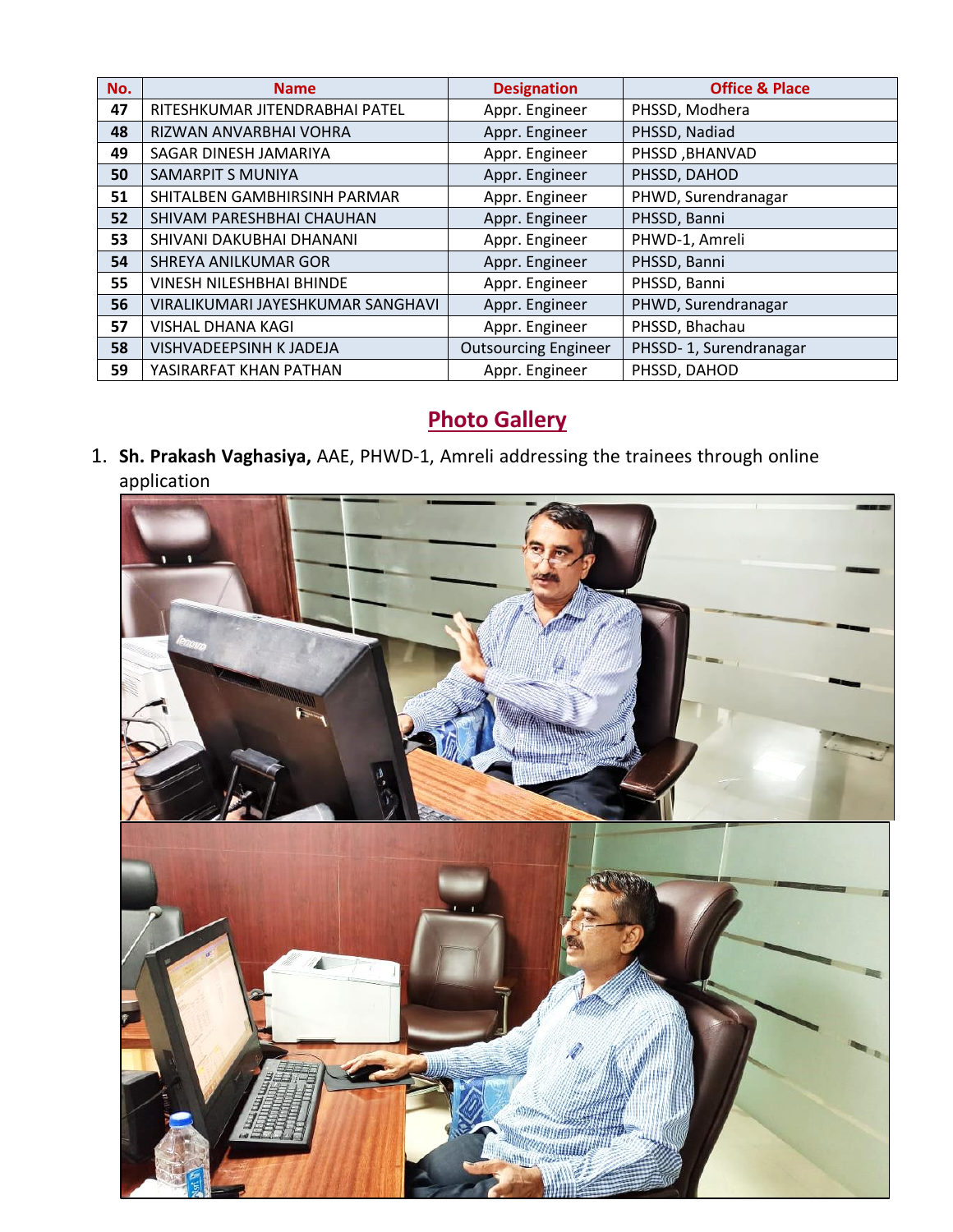| No. | Name | Designation | Office & Place |
|---|---|---|---|
| 47 | RITESHKUMAR JITENDRABHAI PATEL | Appr. Engineer | PHSSD, Modhera |
| 48 | RIZWAN ANVARBHAI VOHRA | Appr. Engineer | PHSSD, Nadiad |
| 49 | SAGAR DINESH JAMARIYA | Appr. Engineer | PHSSD ,BHANVAD |
| 50 | SAMARPIT S MUNIYA | Appr. Engineer | PHSSD, DAHOD |
| 51 | SHITALBEN GAMBHIRSINH PARMAR | Appr. Engineer | PHWD, Surendranagar |
| 52 | SHIVAM PARESHBHAI CHAUHAN | Appr. Engineer | PHSSD, Banni |
| 53 | SHIVANI DAKUBHAI DHANANI | Appr. Engineer | PHWD-1, Amreli |
| 54 | SHREYA ANILKUMAR GOR | Appr. Engineer | PHSSD, Banni |
| 55 | VINESH NILESHBHAI BHINDE | Appr. Engineer | PHSSD, Banni |
| 56 | VIRALIKUMARI JAYESHKUMAR SANGHAVI | Appr. Engineer | PHWD, Surendranagar |
| 57 | VISHAL DHANA KAGI | Appr. Engineer | PHSSD, Bhachau |
| 58 | VISHVADEEPSINH K JADEJA | Outsourcing Engineer | PHSSD- 1, Surendranagar |
| 59 | YASIRARFAT KHAN PATHAN | Appr. Engineer | PHSSD, DAHOD |

## Photo Gallery

1. **Sh. Prakash Vaghasiya,** AAE, PHWD-1, Amreli addressing the trainees through online application